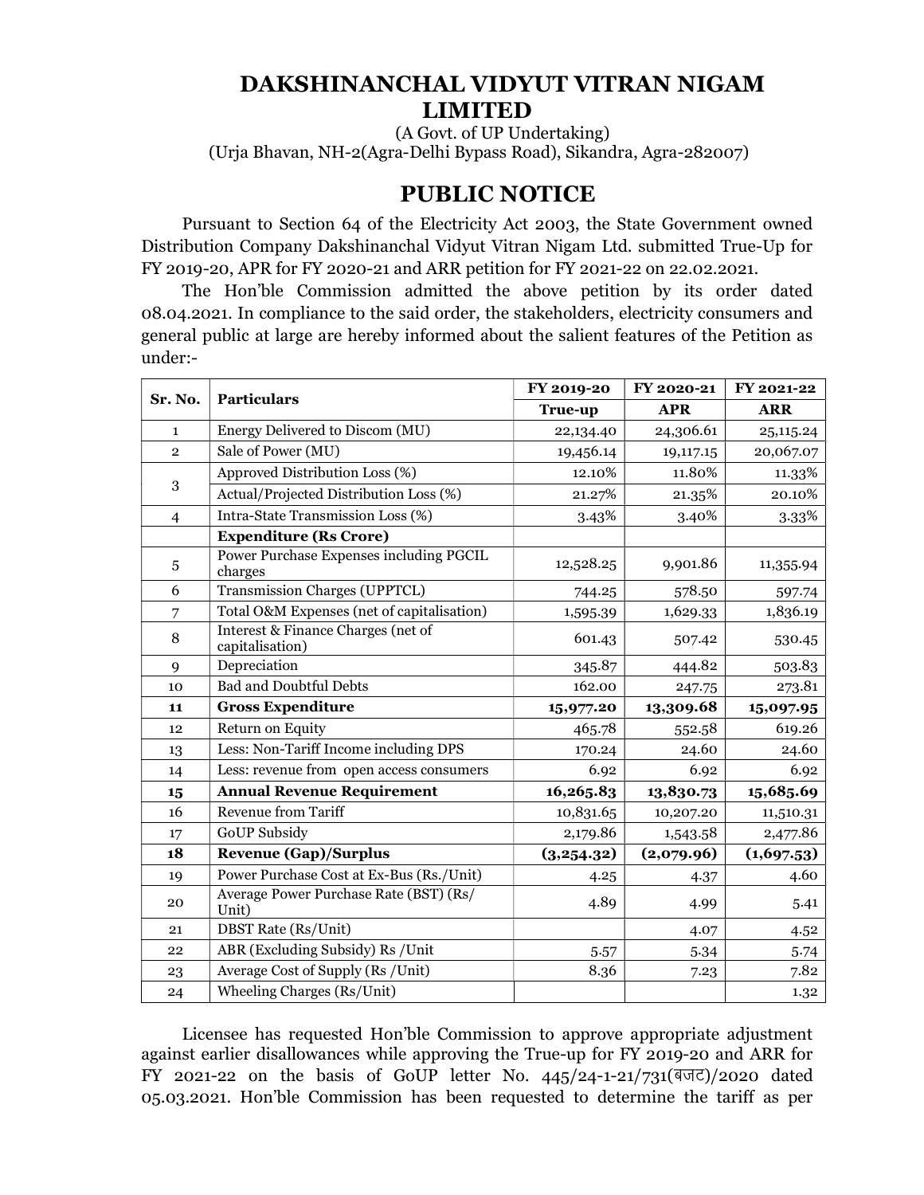# DAKSHINANCHAL VIDYUT VITRAN NIGAM LIMITED

(A Govt. of UP Undertaking)
(Urja Bhavan, NH-2(Agra-Delhi Bypass Road), Sikandra, Agra-282007)

## PUBLIC NOTICE

Pursuant to Section 64 of the Electricity Act 2003, the State Government owned Distribution Company Dakshinanchal Vidyut Vitran Nigam Ltd. submitted True-Up for FY 2019-20, APR for FY 2020-21 and ARR petition for FY 2021-22 on 22.02.2021.

The Hon'ble Commission admitted the above petition by its order dated 08.04.2021. In compliance to the said order, the stakeholders, electricity consumers and general public at large are hereby informed about the salient features of the Petition as under:-

| Sr. No. | Particulars | FY 2019-20 | FY 2020-21 | FY 2021-22 |
|---|---|---|---|---|
| | | **True-up** | **APR** | **ARR** |
| 1 | Energy Delivered to Discom (MU) | 22,134.40 | 24,306.61 | 25,115.24 |
| 2 | Sale of Power (MU) | 19,456.14 | 19,117.15 | 20,067.07 |
| 3 | Approved Distribution Loss (%) | 12.10% | 11.80% | 11.33% |
| | Actual/Projected Distribution Loss (%) | 21.27% | 21.35% | 20.10% |
| 4 | Intra-State Transmission Loss (%) | 3.43% | 3.40% | 3.33% |
| | **Expenditure (Rs Crore)** | | | |
| 5 | Power Purchase Expenses including PGCIL charges | 12,528.25 | 9,901.86 | 11,355.94 |
| 6 | Transmission Charges (UPPTCL) | 744.25 | 578.50 | 597.74 |
| 7 | Total O&M Expenses (net of capitalisation) | 1,595.39 | 1,629.33 | 1,836.19 |
| 8 | Interest & Finance Charges (net of capitalisation) | 601.43 | 507.42 | 530.45 |
| 9 | Depreciation | 345.87 | 444.82 | 503.83 |
| 10 | Bad and Doubtful Debts | 162.00 | 247.75 | 273.81 |
| **11** | **Gross Expenditure** | **15,977.20** | **13,309.68** | **15,097.95** |
| 12 | Return on Equity | 465.78 | 552.58 | 619.26 |
| 13 | Less: Non-Tariff Income including DPS | 170.24 | 24.60 | 24.60 |
| 14 | Less: revenue from open access consumers | 6.92 | 6.92 | 6.92 |
| **15** | **Annual Revenue Requirement** | **16,265.83** | **13,830.73** | **15,685.69** |
| 16 | Revenue from Tariff | 10,831.65 | 10,207.20 | 11,510.31 |
| 17 | GoUP Subsidy | 2,179.86 | 1,543.58 | 2,477.86 |
| **18** | **Revenue (Gap)/Surplus** | **(3,254.32)** | **(2,079.96)** | **(1,697.53)** |
| 19 | Power Purchase Cost at Ex-Bus (Rs./Unit) | 4.25 | 4.37 | 4.60 |
| 20 | Average Power Purchase Rate (BST) (Rs/ Unit) | 4.89 | 4.99 | 5.41 |
| 21 | DBST Rate (Rs/Unit) | | 4.07 | 4.52 |
| 22 | ABR (Excluding Subsidy) Rs /Unit | 5.57 | 5.34 | 5.74 |
| 23 | Average Cost of Supply (Rs /Unit) | 8.36 | 7.23 | 7.82 |
| 24 | Wheeling Charges (Rs/Unit) | | | 1.32 |

Licensee has requested Hon'ble Commission to approve appropriate adjustment against earlier disallowances while approving the True-up for FY 2019-20 and ARR for FY 2021-22 on the basis of GoUP letter No. 445/24-1-21/731(बजट)/2020 dated 05.03.2021. Hon'ble Commission has been requested to determine the tariff as per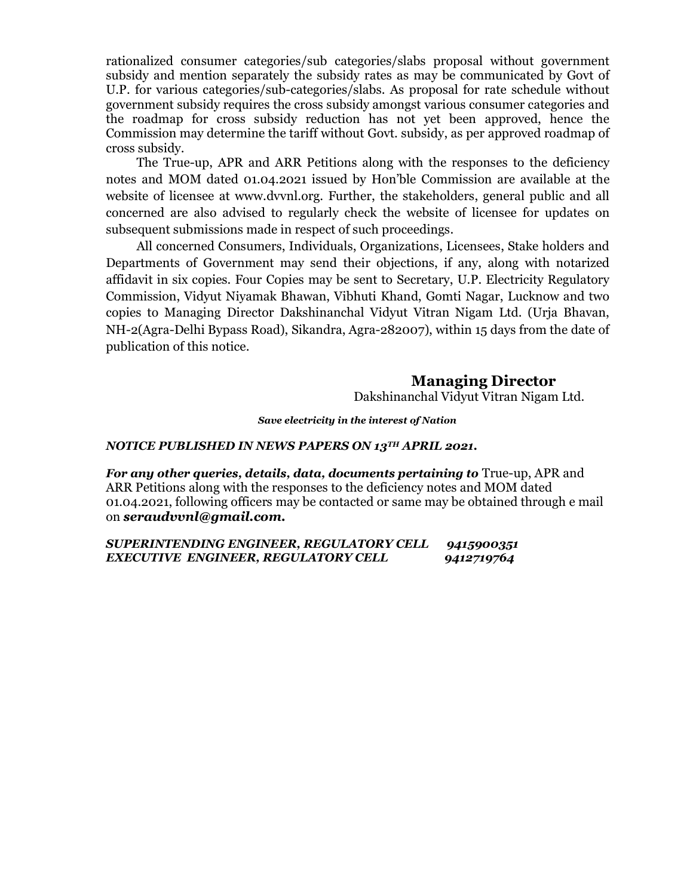rationalized consumer categories/sub categories/slabs proposal without government subsidy and mention separately the subsidy rates as may be communicated by Govt of U.P. for various categories/sub-categories/slabs. As proposal for rate schedule without government subsidy requires the cross subsidy amongst various consumer categories and the roadmap for cross subsidy reduction has not yet been approved, hence the Commission may determine the tariff without Govt. subsidy, as per approved roadmap of cross subsidy.

The True-up, APR and ARR Petitions along with the responses to the deficiency notes and MOM dated 01.04.2021 issued by Hon'ble Commission are available at the website of licensee at www.dvvnl.org. Further, the stakeholders, general public and all concerned are also advised to regularly check the website of licensee for updates on subsequent submissions made in respect of such proceedings.

All concerned Consumers, Individuals, Organizations, Licensees, Stake holders and Departments of Government may send their objections, if any, along with notarized affidavit in six copies. Four Copies may be sent to Secretary, U.P. Electricity Regulatory Commission, Vidyut Niyamak Bhawan, Vibhuti Khand, Gomti Nagar, Lucknow and two copies to Managing Director Dakshinanchal Vidyut Vitran Nigam Ltd. (Urja Bhavan, NH-2(Agra-Delhi Bypass Road), Sikandra, Agra-282007), within 15 days from the date of publication of this notice.

**Managing Director**
Dakshinanchal Vidyut Vitran Nigam Ltd.

***Save electricity in the interest of Nation***

***NOTICE PUBLISHED IN NEWS PAPERS ON 13TH APRIL 2021.***

***For any other queries, details, data, documents pertaining to*** True-up, APR and ARR Petitions along with the responses to the deficiency notes and MOM dated 01.04.2021, following officers may be contacted or same may be obtained through e mail on ***seraudvvnl@gmail.com.***

***SUPERINTENDING ENGINEER, REGULATORY CELL 9415900351***
***EXECUTIVE ENGINEER, REGULATORY CELL 9412719764***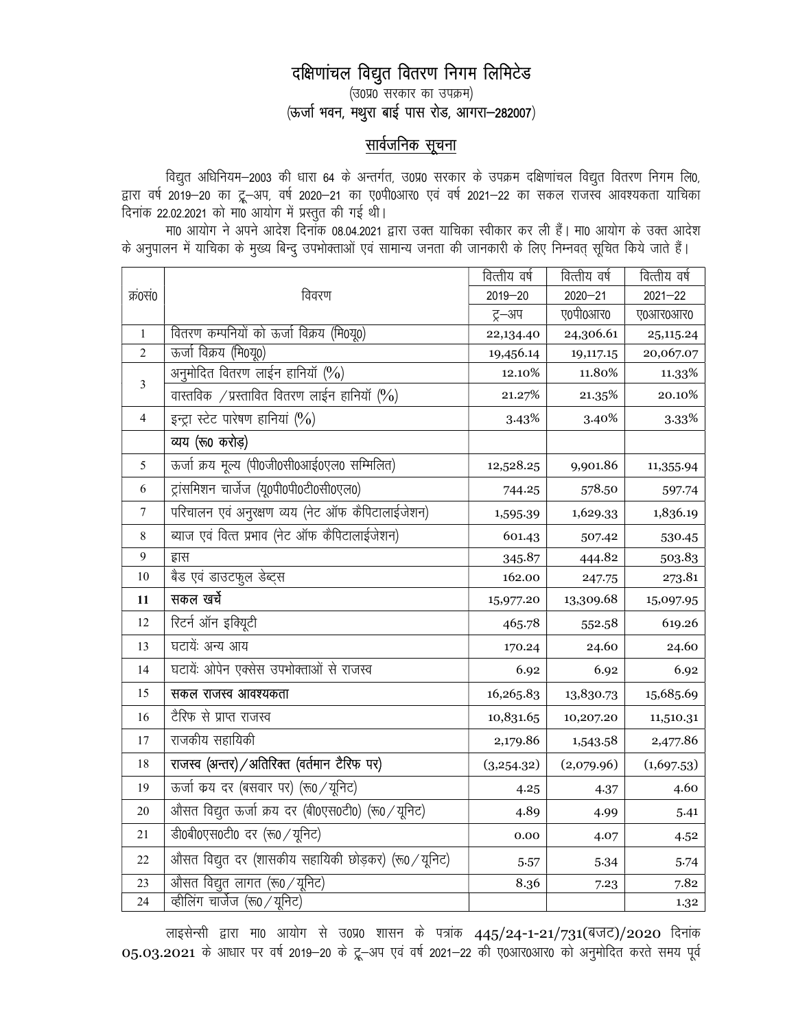# दक्षिणांचल विद्युत वितरण निगम लिमिटेड

(उ0प्र0 सरकार का उपक्रम)

(ऊर्जा भवन, मथुरा बाई पास रोड, आगरा–282007)

## सार्वजनिक सूचना

विद्युत अधिनियम–2003 की धारा 64 के अन्तर्गत, उ0प्र0 सरकार के उपक्रम दक्षिणांचल विद्युत वितरण निगम लि0, द्वारा वर्ष 2019–20 का ट्रू–अप, वर्ष 2020–21 का ए0पी0आर0 एवं वर्ष 2021–22 का सकल राजस्व आवश्यकता याचिका दिनांक 22.02.2021 को मा0 आयोग में प्रस्तुत की गई थी।

मा0 आयोग ने अपने आदेश दिनांक 08.04.2021 द्वारा उक्त याचिका स्वीकार कर ली हैं। मा0 आयोग के उक्त आदेश के अनुपालन में याचिका के मुख्य बिन्दु उपभोक्ताओं एवं सामान्य जनता की जानकारी के लिए निम्नवत् सूचित किये जाते हैं।

| क्र0सं0 | विवरण | वित्तीय वर्ष 2019–20 ट्रू–अप | वित्तीय वर्ष 2020–21 ए0पी0आर0 | वित्तीय वर्ष 2021–22 ए0आर0आर0 |
|---|---|---|---|---|
| 1 | वितरण कम्पनियों को ऊर्जा विक्रय (मि0यू0) | 22,134.40 | 24,306.61 | 25,115.24 |
| 2 | ऊर्जा विक्रय (मि0यू0) | 19,456.14 | 19,117.15 | 20,067.07 |
| 3 | अनुमोदित वितरण लाईन हानियॉं (%) | 12.10% | 11.80% | 11.33% |
| | वास्तविक /प्रस्तावित वितरण लाईन हानियॉं (%) | 21.27% | 21.35% | 20.10% |
| 4 | इन्ट्रा स्टेट पारेषण हानियां (%) | 3.43% | 3.40% | 3.33% |
| | **व्यय (रू0 करोड़)** | | | |
| 5 | ऊर्जा क्रय मूल्य (पी0जी0सी0आई0एल0 सम्मिलित) | 12,528.25 | 9,901.86 | 11,355.94 |
| 6 | ट्रांसमिशन चार्जेज (यू0पी0पी0टी0सी0एल0) | 744.25 | 578.50 | 597.74 |
| 7 | परिचालन एवं अनुरक्षण व्यय (नेट ऑफ कैपिटालाईजेशन) | 1,595.39 | 1,629.33 | 1,836.19 |
| 8 | ब्याज एवं वित्त प्रभाव (नेट ऑफ कैपिटालाईजेशन) | 601.43 | 507.42 | 530.45 |
| 9 | ह्रास | 345.87 | 444.82 | 503.83 |
| 10 | बैड एवं डाउटफुल डेब्ट्स | 162.00 | 247.75 | 273.81 |
| **11** | **सकल खर्चे** | 15,977.20 | 13,309.68 | 15,097.95 |
| 12 | रिटर्न ऑन इक्यिूटी | 465.78 | 552.58 | 619.26 |
| 13 | घटायें: अन्य आय | 170.24 | 24.60 | 24.60 |
| 14 | घटायें: ओपेन एक्सेस उपभोक्ताओं से राजस्व | 6.92 | 6.92 | 6.92 |
| 15 | **सकल राजस्व आवश्यकता** | 16,265.83 | 13,830.73 | 15,685.69 |
| 16 | टैरिफ से प्राप्त राजस्व | 10,831.65 | 10,207.20 | 11,510.31 |
| 17 | राजकीय सहायिकी | 2,179.86 | 1,543.58 | 2,477.86 |
| 18 | **राजस्व (अन्तर)/अतिरिक्त (वर्तमान टैरिफ पर)** | (3,254.32) | (2,079.96) | (1,697.53) |
| 19 | ऊर्जा कय दर (बसवार पर) (रू0/यूनिट) | 4.25 | 4.37 | 4.60 |
| 20 | औसत विद्युत ऊर्जा क्रय दर (बी0एस0टी0) (रू0/यूनिट) | 4.89 | 4.99 | 5.41 |
| 21 | डी0बी0एस0टी0 दर (रू0/यूनिट) | 0.00 | 4.07 | 4.52 |
| 22 | औसत विद्युत दर (शासकीय सहायिकी छोड़कर) (रू0/यूनिट) | 5.57 | 5.34 | 5.74 |
| 23 | औसत विद्युत लागत (रू0/यूनिट) | 8.36 | 7.23 | 7.82 |
| 24 | व्हीलिंग चार्जेज (रू0/यूनिट) | | | 1.32 |

लाइसेन्सी द्वारा मा0 आयोग से उ0प्र0 शासन के पत्रांक 445/24-1-21/731(बजट)/2020 दिनांक 05.03.2021 के आधार पर वर्ष 2019–20 के ट्रू–अप एवं वर्ष 2021–22 की ए0आर0आर0 को अनुमोदित करते समय पूर्व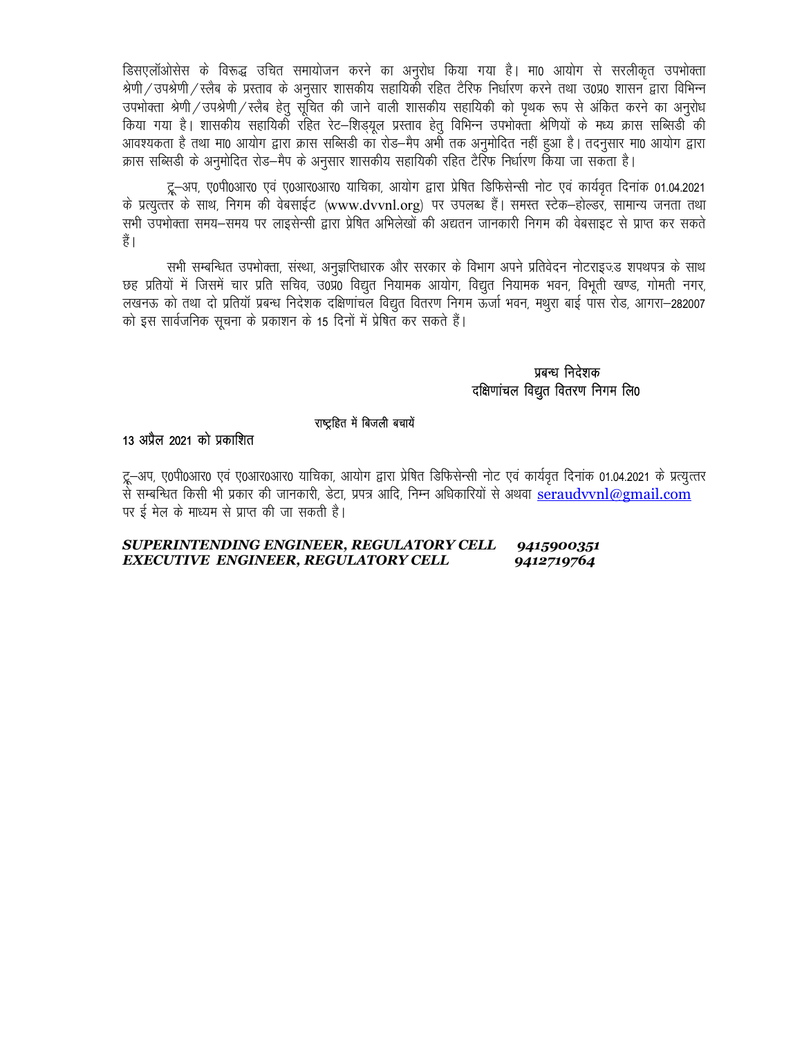डिसएलॉओसेस के विरूद्ध उचित समायोजन करने का अनुरोध किया गया है। मा0 आयोग से सरलीकृत उपभोक्ता श्रेणी/उपश्रेणी/स्लैब के प्रस्ताव के अनुसार शासकीय सहायिकी रहित टैरिफ निर्धारण करने तथा उ0प्र0 शासन द्वारा विभिन्न उपभोक्ता श्रेणी/उपश्रेणी/स्लैब हेतु सूचित की जाने वाली शासकीय सहायिकी को पृथक रूप से अंकित करने का अनुरोध किया गया है। शासकीय सहायिकी रहित रेट–शिड्यूल प्रस्ताव हेतु विभिन्न उपभोक्ता श्रेणियों के मध्य क्रास सब्सिडी की आवश्यकता है तथा मा0 आयोग द्वारा क्रास सब्सिडी का रोड–मैप अभी तक अनुमोदित नहीं हुआ है। तदनुसार मा0 आयोग द्वारा क्रास सब्सिडी के अनुमोदित रोड–मैप के अनुसार शासकीय सहायिकी रहित टैरिफ निर्धारण किया जा सकता है।

ट्रू–अप, ए0पी0आर0 एवं ए0आर0आर0 याचिका, आयोग द्वारा प्रेषित डिफिसेन्सी नोट एवं कार्यवृत दिनांक 01.04.2021 के प्रत्युत्तर के साथ, निगम की वेबसाईट (www.dvvnl.org) पर उपलब्ध हैं। समस्त स्टेक–होल्डर, सामान्य जनता तथा सभी उपभोक्ता समय–समय पर लाइसेन्सी द्वारा प्रेषित अभिलेखों की अद्यतन जानकारी निगम की वेबसाइट से प्राप्त कर सकते हैं।

सभी सम्बन्धित उपभोक्ता, संस्था, अनुज्ञप्तिधारक और सरकार के विभाग अपने प्रतिवेदन नोटराइज्ड शपथपत्र के साथ छह प्रतियों में जिसमें चार प्रति सचिव, उ0प्र0 विद्युत नियामक आयोग, विद्युत नियामक भवन, विभूती खण्ड, गोमती नगर, लखनऊ को तथा दो प्रतियॉ प्रबन्ध निदेशक दक्षिणांचल विद्युत वितरण निगम ऊर्जा भवन, मथुरा बाई पास रोड, आगरा–282007 को इस सार्वजनिक सूचना के प्रकाशन के 15 दिनों में प्रेषित कर सकते हैं।

प्रबन्ध निदेशक
दक्षिणांचल विद्युत वितरण निगम लि0

राष्ट्रहित में बिजली बचायें

13 अप्रैल 2021 को प्रकाशित

ट्रू–अप, ए0पी0आर0 एवं ए0आर0आर0 याचिका, आयोग द्वारा प्रेषित डिफिसेन्सी नोट एवं कार्यवृत दिनांक 01.04.2021 के प्रत्युत्तर से सम्बन्धित किसी भी प्रकार की जानकारी, डेटा, प्रपत्र आदि, निम्न अधिकारियों से अथवा seraudvvnl@gmail.com पर ई मेल के माध्यम से प्राप्त की जा सकती है।

***SUPERINTENDING ENGINEER, REGULATORY CELL 9415900351***
***EXECUTIVE ENGINEER, REGULATORY CELL 9412719764***